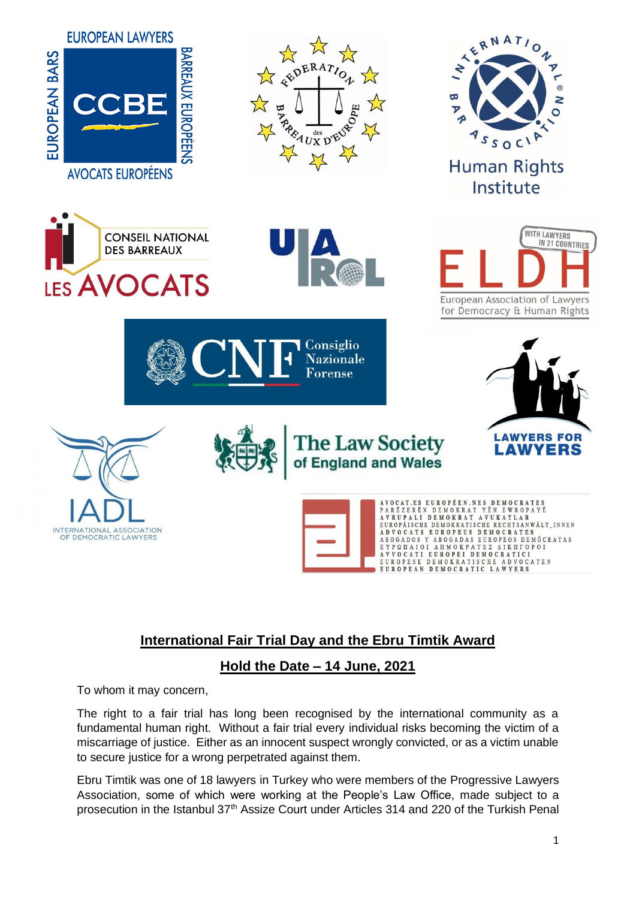## International Fair Trial Day and the Ebru Timtik Award

## Hold the Date – 14 June, 2021

To whom it may concern,

The right to a fair trial has long been recognised by the international community as a fundamental human right. Without a fair trial every individual risks becoming the victim of a miscarriage of justice. Either as an innocent suspect wrongly convicted, or as a victim unable to secure justice for a wrong perpetrated against them.

Ebru Timtik was one of 18 lawyers in Turkey who were members of the Progressive Lawyers Association, some of which were working at the People's Law Office, made subject to a prosecution in the Istanbul 37th Assize Court under Articles 314 and 220 of the Turkish Penal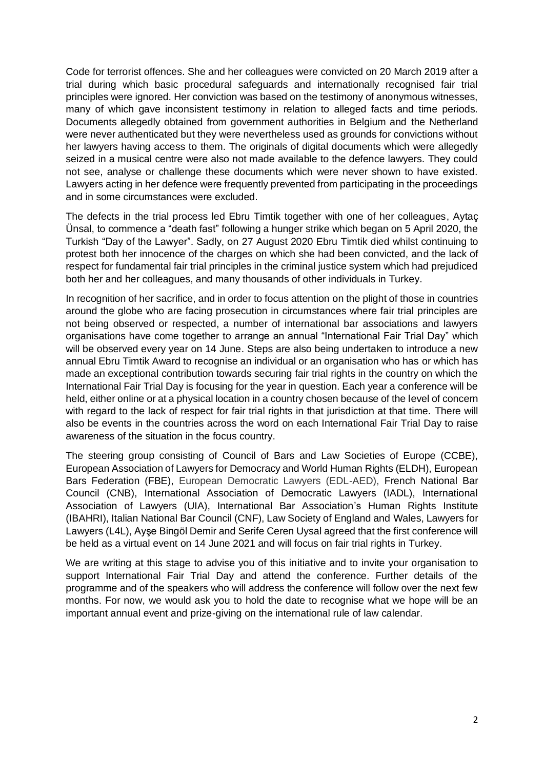Code for terrorist offences. She and her colleagues were convicted on 20 March 2019 after a trial during which basic procedural safeguards and internationally recognised fair trial principles were ignored. Her conviction was based on the testimony of anonymous witnesses, many of which gave inconsistent testimony in relation to alleged facts and time periods. Documents allegedly obtained from government authorities in Belgium and the Netherland were never authenticated but they were nevertheless used as grounds for convictions without her lawyers having access to them. The originals of digital documents which were allegedly seized in a musical centre were also not made available to the defence lawyers. They could not see, analyse or challenge these documents which were never shown to have existed. Lawyers acting in her defence were frequently prevented from participating in the proceedings and in some circumstances were excluded.

The defects in the trial process led Ebru Timtik together with one of her colleagues, Aytaç Ünsal, to commence a "death fast" following a hunger strike which began on 5 April 2020, the Turkish "Day of the Lawyer". Sadly, on 27 August 2020 Ebru Timtik died whilst continuing to protest both her innocence of the charges on which she had been convicted, and the lack of respect for fundamental fair trial principles in the criminal justice system which had prejudiced both her and her colleagues, and many thousands of other individuals in Turkey.

In recognition of her sacrifice, and in order to focus attention on the plight of those in countries around the globe who are facing prosecution in circumstances where fair trial principles are not being observed or respected, a number of international bar associations and lawyers organisations have come together to arrange an annual "International Fair Trial Day" which will be observed every year on 14 June. Steps are also being undertaken to introduce a new annual Ebru Timtik Award to recognise an individual or an organisation who has or which has made an exceptional contribution towards securing fair trial rights in the country on which the International Fair Trial Day is focusing for the year in question. Each year a conference will be held, either online or at a physical location in a country chosen because of the level of concern with regard to the lack of respect for fair trial rights in that jurisdiction at that time. There will also be events in the countries across the word on each International Fair Trial Day to raise awareness of the situation in the focus country.

The steering group consisting of Council of Bars and Law Societies of Europe (CCBE), European Association of Lawyers for Democracy and World Human Rights (ELDH), European Bars Federation (FBE), European Democratic Lawyers (EDL-AED), French National Bar Council (CNB), International Association of Democratic Lawyers (IADL), International Association of Lawyers (UIA), International Bar Association's Human Rights Institute (IBAHRI), Italian National Bar Council (CNF), Law Society of England and Wales, Lawyers for Lawyers (L4L), Ayşe Bingöl Demir and Serife Ceren Uysal agreed that the first conference will be held as a virtual event on 14 June 2021 and will focus on fair trial rights in Turkey.

We are writing at this stage to advise you of this initiative and to invite your organisation to support International Fair Trial Day and attend the conference. Further details of the programme and of the speakers who will address the conference will follow over the next few months. For now, we would ask you to hold the date to recognise what we hope will be an important annual event and prize-giving on the international rule of law calendar.